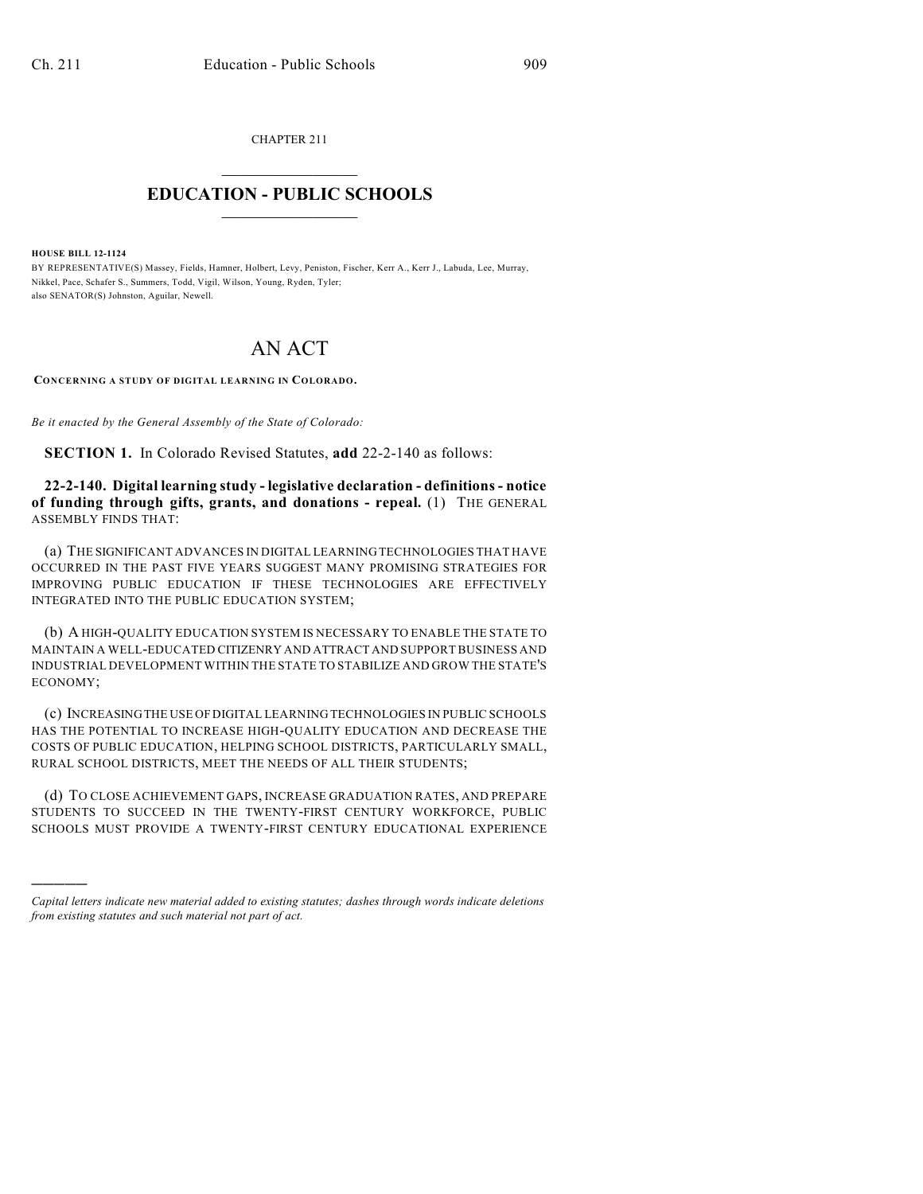CHAPTER 211

# EDUCATION - PUBLIC SCHOOLS

**HOUSE BILL 12-1124**

BY REPRESENTATIVE(S) Massey, Fields, Hamner, Holbert, Levy, Peniston, Fischer, Kerr A., Kerr J., Labuda, Lee, Murray, Nikkel, Pace, Schafer S., Summers, Todd, Vigil, Wilson, Young, Ryden, Tyler;
also SENATOR(S) Johnston, Aguilar, Newell.

# AN ACT

**CONCERNING A STUDY OF DIGITAL LEARNING IN COLORADO.**

*Be it enacted by the General Assembly of the State of Colorado:*

**SECTION 1.** In Colorado Revised Statutes, **add** 22-2-140 as follows:

**22-2-140. Digital learning study - legislative declaration - definitions - notice of funding through gifts, grants, and donations - repeal.** (1) THE GENERAL ASSEMBLY FINDS THAT:

(a) THE SIGNIFICANT ADVANCES IN DIGITAL LEARNING TECHNOLOGIES THAT HAVE OCCURRED IN THE PAST FIVE YEARS SUGGEST MANY PROMISING STRATEGIES FOR IMPROVING PUBLIC EDUCATION IF THESE TECHNOLOGIES ARE EFFECTIVELY INTEGRATED INTO THE PUBLIC EDUCATION SYSTEM;

(b) A HIGH-QUALITY EDUCATION SYSTEM IS NECESSARY TO ENABLE THE STATE TO MAINTAIN A WELL-EDUCATED CITIZENRY AND ATTRACT AND SUPPORT BUSINESS AND INDUSTRIAL DEVELOPMENT WITHIN THE STATE TO STABILIZE AND GROW THE STATE'S ECONOMY;

(c) INCREASING THE USE OF DIGITAL LEARNING TECHNOLOGIES IN PUBLIC SCHOOLS HAS THE POTENTIAL TO INCREASE HIGH-QUALITY EDUCATION AND DECREASE THE COSTS OF PUBLIC EDUCATION, HELPING SCHOOL DISTRICTS, PARTICULARLY SMALL, RURAL SCHOOL DISTRICTS, MEET THE NEEDS OF ALL THEIR STUDENTS;

(d) TO CLOSE ACHIEVEMENT GAPS, INCREASE GRADUATION RATES, AND PREPARE STUDENTS TO SUCCEED IN THE TWENTY-FIRST CENTURY WORKFORCE, PUBLIC SCHOOLS MUST PROVIDE A TWENTY-FIRST CENTURY EDUCATIONAL EXPERIENCE

————

*Capital letters indicate new material added to existing statutes; dashes through words indicate deletions from existing statutes and such material not part of act.*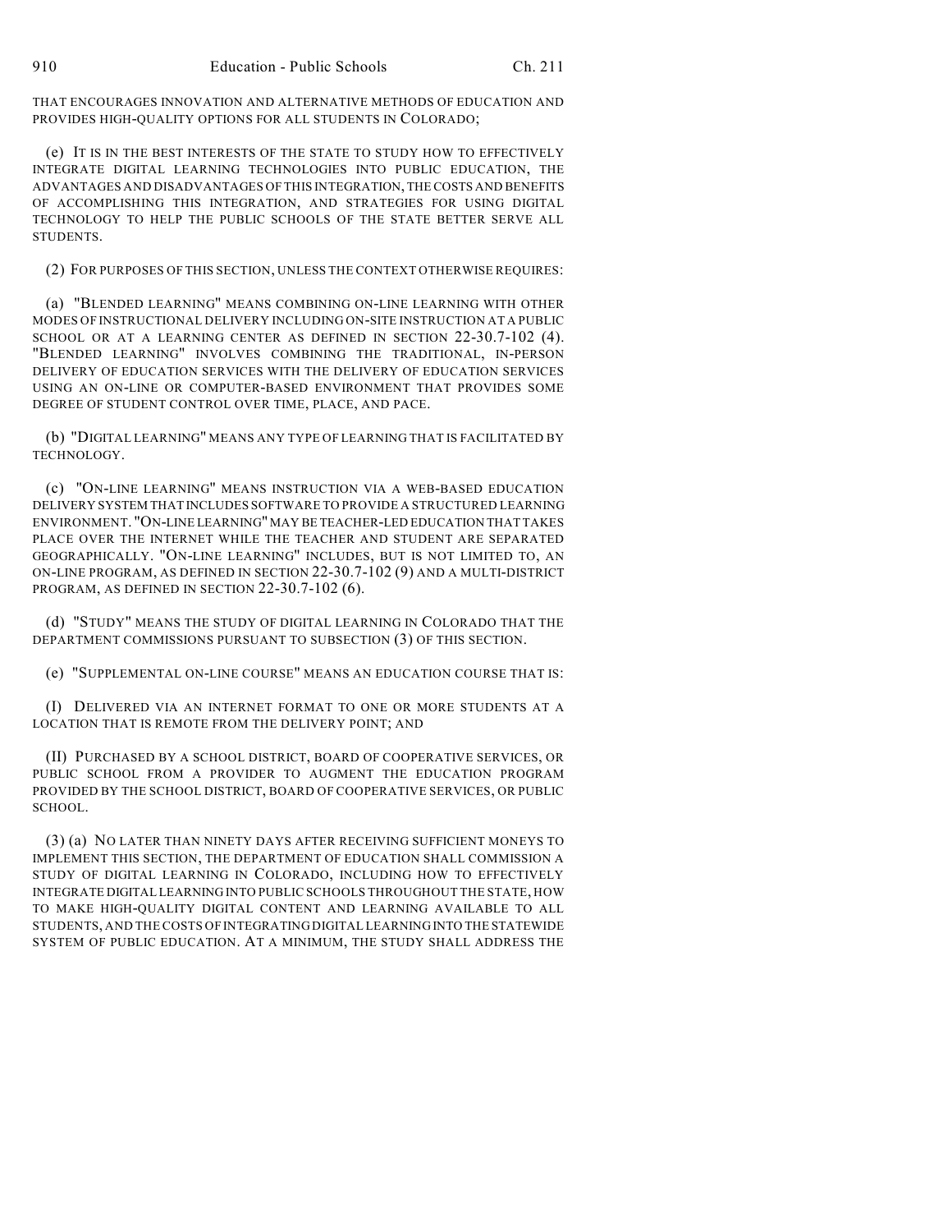THAT ENCOURAGES INNOVATION AND ALTERNATIVE METHODS OF EDUCATION AND PROVIDES HIGH-QUALITY OPTIONS FOR ALL STUDENTS IN COLORADO;

(e) IT IS IN THE BEST INTERESTS OF THE STATE TO STUDY HOW TO EFFECTIVELY INTEGRATE DIGITAL LEARNING TECHNOLOGIES INTO PUBLIC EDUCATION, THE ADVANTAGES AND DISADVANTAGES OF THIS INTEGRATION, THE COSTS AND BENEFITS OF ACCOMPLISHING THIS INTEGRATION, AND STRATEGIES FOR USING DIGITAL TECHNOLOGY TO HELP THE PUBLIC SCHOOLS OF THE STATE BETTER SERVE ALL STUDENTS.

(2) FOR PURPOSES OF THIS SECTION, UNLESS THE CONTEXT OTHERWISE REQUIRES:

(a) "BLENDED LEARNING" MEANS COMBINING ON-LINE LEARNING WITH OTHER MODES OF INSTRUCTIONAL DELIVERY INCLUDING ON-SITE INSTRUCTION AT A PUBLIC SCHOOL OR AT A LEARNING CENTER AS DEFINED IN SECTION 22-30.7-102 (4). "BLENDED LEARNING" INVOLVES COMBINING THE TRADITIONAL, IN-PERSON DELIVERY OF EDUCATION SERVICES WITH THE DELIVERY OF EDUCATION SERVICES USING AN ON-LINE OR COMPUTER-BASED ENVIRONMENT THAT PROVIDES SOME DEGREE OF STUDENT CONTROL OVER TIME, PLACE, AND PACE.

(b) "DIGITAL LEARNING" MEANS ANY TYPE OF LEARNING THAT IS FACILITATED BY TECHNOLOGY.

(c) "ON-LINE LEARNING" MEANS INSTRUCTION VIA A WEB-BASED EDUCATION DELIVERY SYSTEM THAT INCLUDES SOFTWARE TO PROVIDE A STRUCTURED LEARNING ENVIRONMENT. "ON-LINE LEARNING" MAY BE TEACHER-LED EDUCATION THAT TAKES PLACE OVER THE INTERNET WHILE THE TEACHER AND STUDENT ARE SEPARATED GEOGRAPHICALLY. "ON-LINE LEARNING" INCLUDES, BUT IS NOT LIMITED TO, AN ON-LINE PROGRAM, AS DEFINED IN SECTION 22-30.7-102 (9) AND A MULTI-DISTRICT PROGRAM, AS DEFINED IN SECTION 22-30.7-102 (6).

(d) "STUDY" MEANS THE STUDY OF DIGITAL LEARNING IN COLORADO THAT THE DEPARTMENT COMMISSIONS PURSUANT TO SUBSECTION (3) OF THIS SECTION.

(e) "SUPPLEMENTAL ON-LINE COURSE" MEANS AN EDUCATION COURSE THAT IS:

(I) DELIVERED VIA AN INTERNET FORMAT TO ONE OR MORE STUDENTS AT A LOCATION THAT IS REMOTE FROM THE DELIVERY POINT; AND

(II) PURCHASED BY A SCHOOL DISTRICT, BOARD OF COOPERATIVE SERVICES, OR PUBLIC SCHOOL FROM A PROVIDER TO AUGMENT THE EDUCATION PROGRAM PROVIDED BY THE SCHOOL DISTRICT, BOARD OF COOPERATIVE SERVICES, OR PUBLIC SCHOOL.

(3) (a) NO LATER THAN NINETY DAYS AFTER RECEIVING SUFFICIENT MONEYS TO IMPLEMENT THIS SECTION, THE DEPARTMENT OF EDUCATION SHALL COMMISSION A STUDY OF DIGITAL LEARNING IN COLORADO, INCLUDING HOW TO EFFECTIVELY INTEGRATE DIGITAL LEARNING INTO PUBLIC SCHOOLS THROUGHOUT THE STATE, HOW TO MAKE HIGH-QUALITY DIGITAL CONTENT AND LEARNING AVAILABLE TO ALL STUDENTS, AND THE COSTS OF INTEGRATING DIGITAL LEARNING INTO THE STATEWIDE SYSTEM OF PUBLIC EDUCATION. AT A MINIMUM, THE STUDY SHALL ADDRESS THE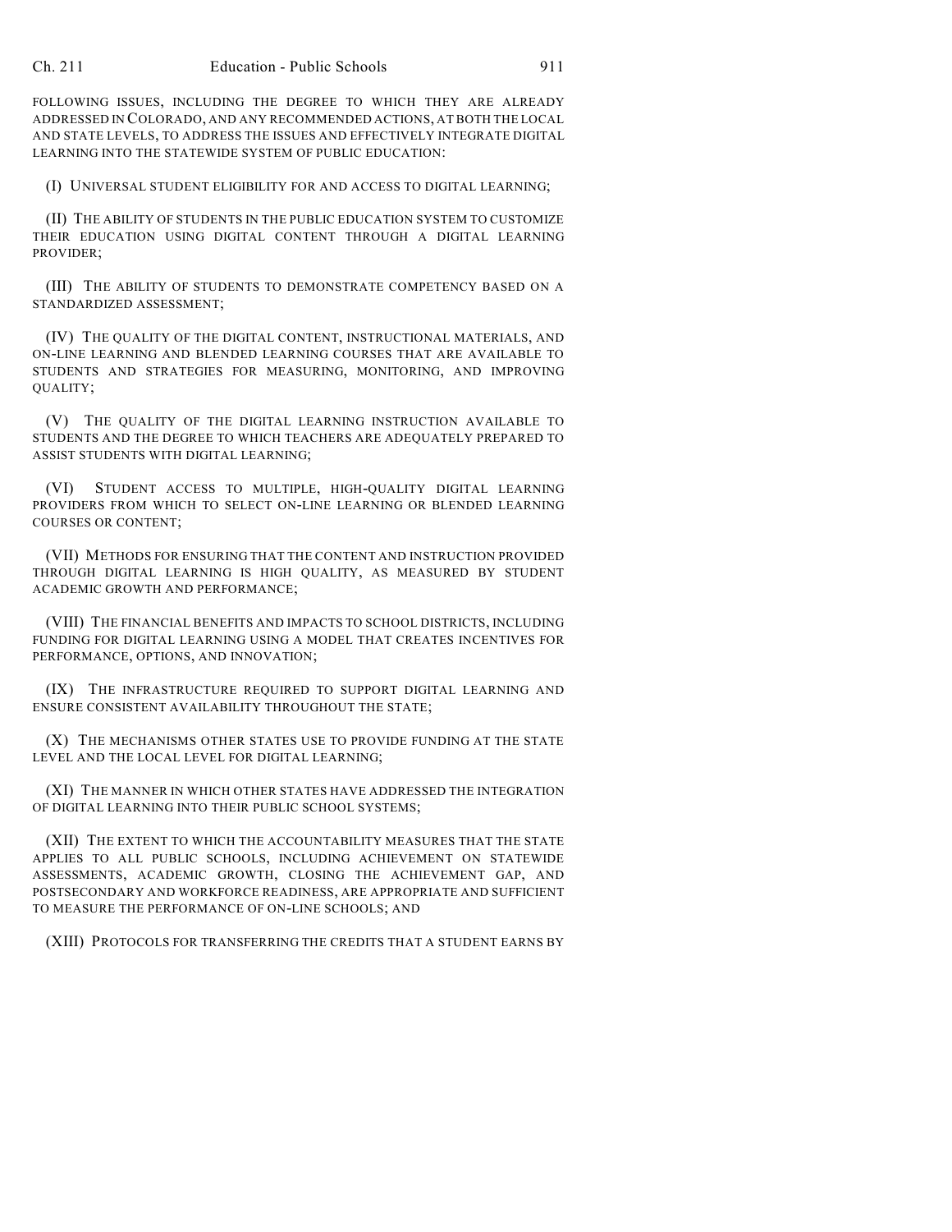FOLLOWING ISSUES, INCLUDING THE DEGREE TO WHICH THEY ARE ALREADY ADDRESSED IN COLORADO, AND ANY RECOMMENDED ACTIONS, AT BOTH THE LOCAL AND STATE LEVELS, TO ADDRESS THE ISSUES AND EFFECTIVELY INTEGRATE DIGITAL LEARNING INTO THE STATEWIDE SYSTEM OF PUBLIC EDUCATION:

(I) UNIVERSAL STUDENT ELIGIBILITY FOR AND ACCESS TO DIGITAL LEARNING;

(II) THE ABILITY OF STUDENTS IN THE PUBLIC EDUCATION SYSTEM TO CUSTOMIZE THEIR EDUCATION USING DIGITAL CONTENT THROUGH A DIGITAL LEARNING PROVIDER;

(III) THE ABILITY OF STUDENTS TO DEMONSTRATE COMPETENCY BASED ON A STANDARDIZED ASSESSMENT;

(IV) THE QUALITY OF THE DIGITAL CONTENT, INSTRUCTIONAL MATERIALS, AND ON-LINE LEARNING AND BLENDED LEARNING COURSES THAT ARE AVAILABLE TO STUDENTS AND STRATEGIES FOR MEASURING, MONITORING, AND IMPROVING QUALITY;

(V) THE QUALITY OF THE DIGITAL LEARNING INSTRUCTION AVAILABLE TO STUDENTS AND THE DEGREE TO WHICH TEACHERS ARE ADEQUATELY PREPARED TO ASSIST STUDENTS WITH DIGITAL LEARNING;

(VI) STUDENT ACCESS TO MULTIPLE, HIGH-QUALITY DIGITAL LEARNING PROVIDERS FROM WHICH TO SELECT ON-LINE LEARNING OR BLENDED LEARNING COURSES OR CONTENT;

(VII) METHODS FOR ENSURING THAT THE CONTENT AND INSTRUCTION PROVIDED THROUGH DIGITAL LEARNING IS HIGH QUALITY, AS MEASURED BY STUDENT ACADEMIC GROWTH AND PERFORMANCE;

(VIII) THE FINANCIAL BENEFITS AND IMPACTS TO SCHOOL DISTRICTS, INCLUDING FUNDING FOR DIGITAL LEARNING USING A MODEL THAT CREATES INCENTIVES FOR PERFORMANCE, OPTIONS, AND INNOVATION;

(IX) THE INFRASTRUCTURE REQUIRED TO SUPPORT DIGITAL LEARNING AND ENSURE CONSISTENT AVAILABILITY THROUGHOUT THE STATE;

(X) THE MECHANISMS OTHER STATES USE TO PROVIDE FUNDING AT THE STATE LEVEL AND THE LOCAL LEVEL FOR DIGITAL LEARNING;

(XI) THE MANNER IN WHICH OTHER STATES HAVE ADDRESSED THE INTEGRATION OF DIGITAL LEARNING INTO THEIR PUBLIC SCHOOL SYSTEMS;

(XII) THE EXTENT TO WHICH THE ACCOUNTABILITY MEASURES THAT THE STATE APPLIES TO ALL PUBLIC SCHOOLS, INCLUDING ACHIEVEMENT ON STATEWIDE ASSESSMENTS, ACADEMIC GROWTH, CLOSING THE ACHIEVEMENT GAP, AND POSTSECONDARY AND WORKFORCE READINESS, ARE APPROPRIATE AND SUFFICIENT TO MEASURE THE PERFORMANCE OF ON-LINE SCHOOLS; AND

(XIII) PROTOCOLS FOR TRANSFERRING THE CREDITS THAT A STUDENT EARNS BY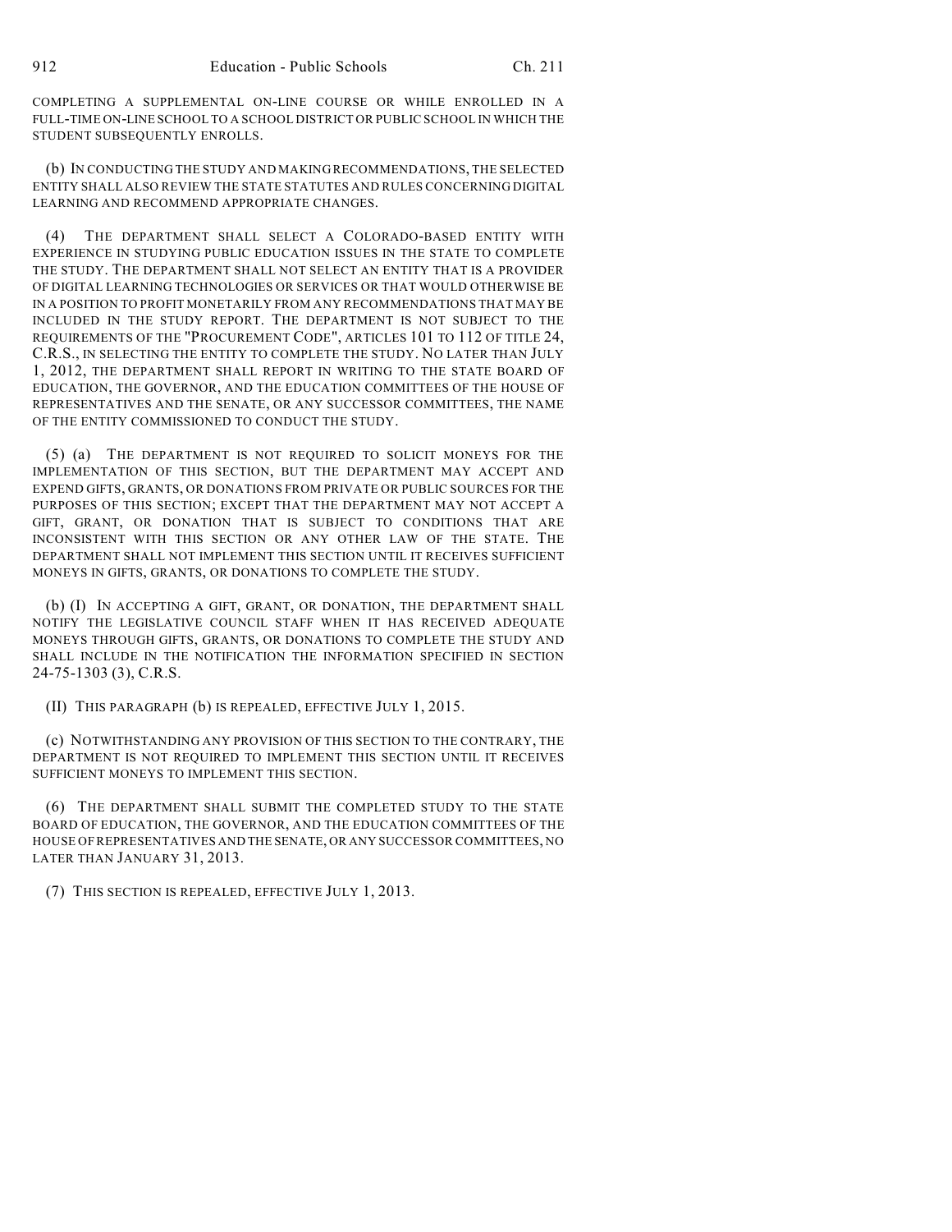COMPLETING A SUPPLEMENTAL ON-LINE COURSE OR WHILE ENROLLED IN A FULL-TIME ON-LINE SCHOOL TO A SCHOOL DISTRICT OR PUBLIC SCHOOL IN WHICH THE STUDENT SUBSEQUENTLY ENROLLS.

(b) IN CONDUCTING THE STUDY AND MAKING RECOMMENDATIONS, THE SELECTED ENTITY SHALL ALSO REVIEW THE STATE STATUTES AND RULES CONCERNING DIGITAL LEARNING AND RECOMMEND APPROPRIATE CHANGES.

(4) THE DEPARTMENT SHALL SELECT A COLORADO-BASED ENTITY WITH EXPERIENCE IN STUDYING PUBLIC EDUCATION ISSUES IN THE STATE TO COMPLETE THE STUDY. THE DEPARTMENT SHALL NOT SELECT AN ENTITY THAT IS A PROVIDER OF DIGITAL LEARNING TECHNOLOGIES OR SERVICES OR THAT WOULD OTHERWISE BE IN A POSITION TO PROFIT MONETARILY FROM ANY RECOMMENDATIONS THAT MAY BE INCLUDED IN THE STUDY REPORT. THE DEPARTMENT IS NOT SUBJECT TO THE REQUIREMENTS OF THE "PROCUREMENT CODE", ARTICLES 101 TO 112 OF TITLE 24, C.R.S., IN SELECTING THE ENTITY TO COMPLETE THE STUDY. NO LATER THAN JULY 1, 2012, THE DEPARTMENT SHALL REPORT IN WRITING TO THE STATE BOARD OF EDUCATION, THE GOVERNOR, AND THE EDUCATION COMMITTEES OF THE HOUSE OF REPRESENTATIVES AND THE SENATE, OR ANY SUCCESSOR COMMITTEES, THE NAME OF THE ENTITY COMMISSIONED TO CONDUCT THE STUDY.

(5) (a) THE DEPARTMENT IS NOT REQUIRED TO SOLICIT MONEYS FOR THE IMPLEMENTATION OF THIS SECTION, BUT THE DEPARTMENT MAY ACCEPT AND EXPEND GIFTS, GRANTS, OR DONATIONS FROM PRIVATE OR PUBLIC SOURCES FOR THE PURPOSES OF THIS SECTION; EXCEPT THAT THE DEPARTMENT MAY NOT ACCEPT A GIFT, GRANT, OR DONATION THAT IS SUBJECT TO CONDITIONS THAT ARE INCONSISTENT WITH THIS SECTION OR ANY OTHER LAW OF THE STATE. THE DEPARTMENT SHALL NOT IMPLEMENT THIS SECTION UNTIL IT RECEIVES SUFFICIENT MONEYS IN GIFTS, GRANTS, OR DONATIONS TO COMPLETE THE STUDY.

(b) (I) IN ACCEPTING A GIFT, GRANT, OR DONATION, THE DEPARTMENT SHALL NOTIFY THE LEGISLATIVE COUNCIL STAFF WHEN IT HAS RECEIVED ADEQUATE MONEYS THROUGH GIFTS, GRANTS, OR DONATIONS TO COMPLETE THE STUDY AND SHALL INCLUDE IN THE NOTIFICATION THE INFORMATION SPECIFIED IN SECTION 24-75-1303 (3), C.R.S.

(II) THIS PARAGRAPH (b) IS REPEALED, EFFECTIVE JULY 1, 2015.

(c) NOTWITHSTANDING ANY PROVISION OF THIS SECTION TO THE CONTRARY, THE DEPARTMENT IS NOT REQUIRED TO IMPLEMENT THIS SECTION UNTIL IT RECEIVES SUFFICIENT MONEYS TO IMPLEMENT THIS SECTION.

(6) THE DEPARTMENT SHALL SUBMIT THE COMPLETED STUDY TO THE STATE BOARD OF EDUCATION, THE GOVERNOR, AND THE EDUCATION COMMITTEES OF THE HOUSE OF REPRESENTATIVES AND THE SENATE, OR ANY SUCCESSOR COMMITTEES, NO LATER THAN JANUARY 31, 2013.

(7) THIS SECTION IS REPEALED, EFFECTIVE JULY 1, 2013.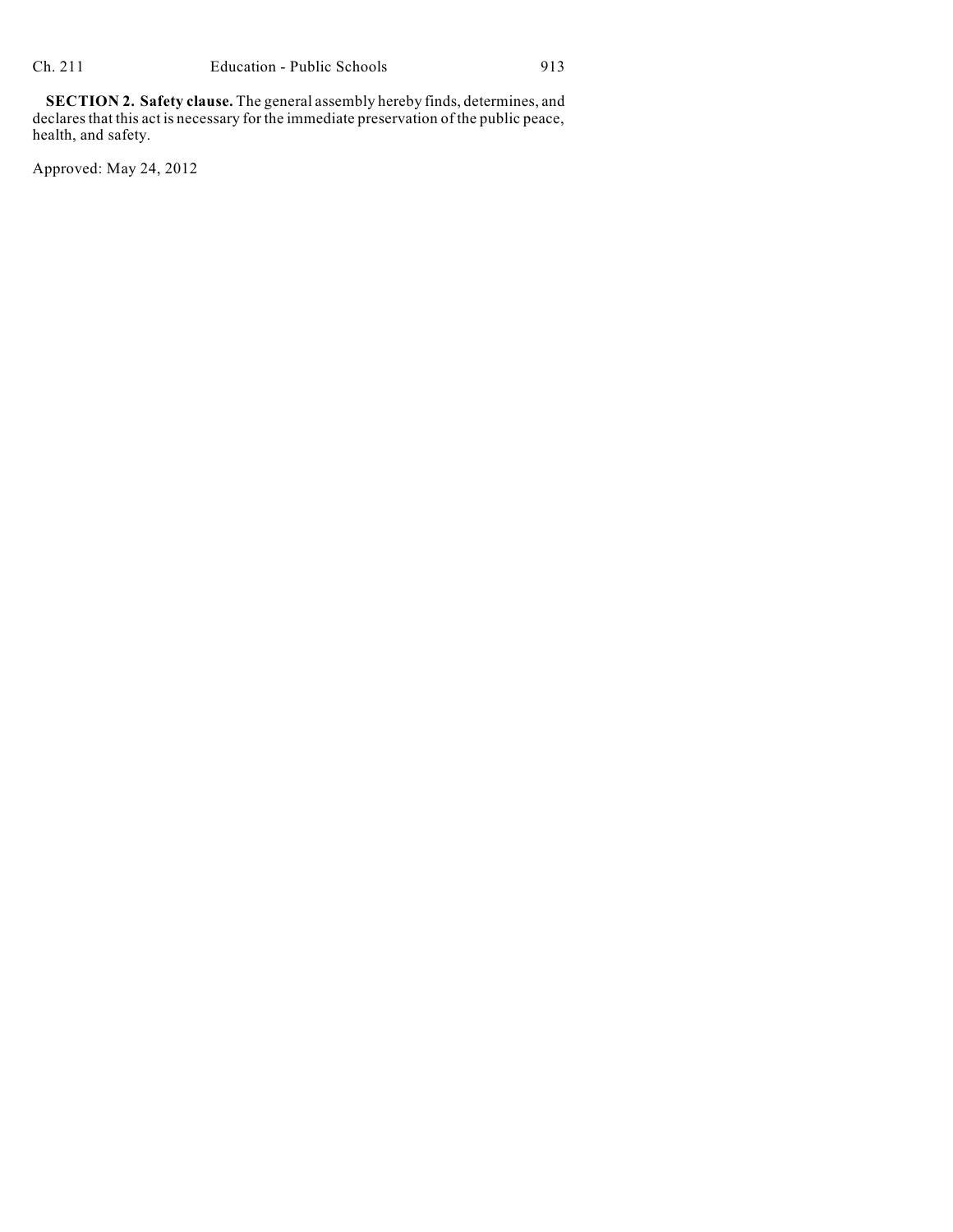**SECTION 2. Safety clause.** The general assembly hereby finds, determines, and declares that this act is necessary for the immediate preservation of the public peace, health, and safety.

Approved: May 24, 2012